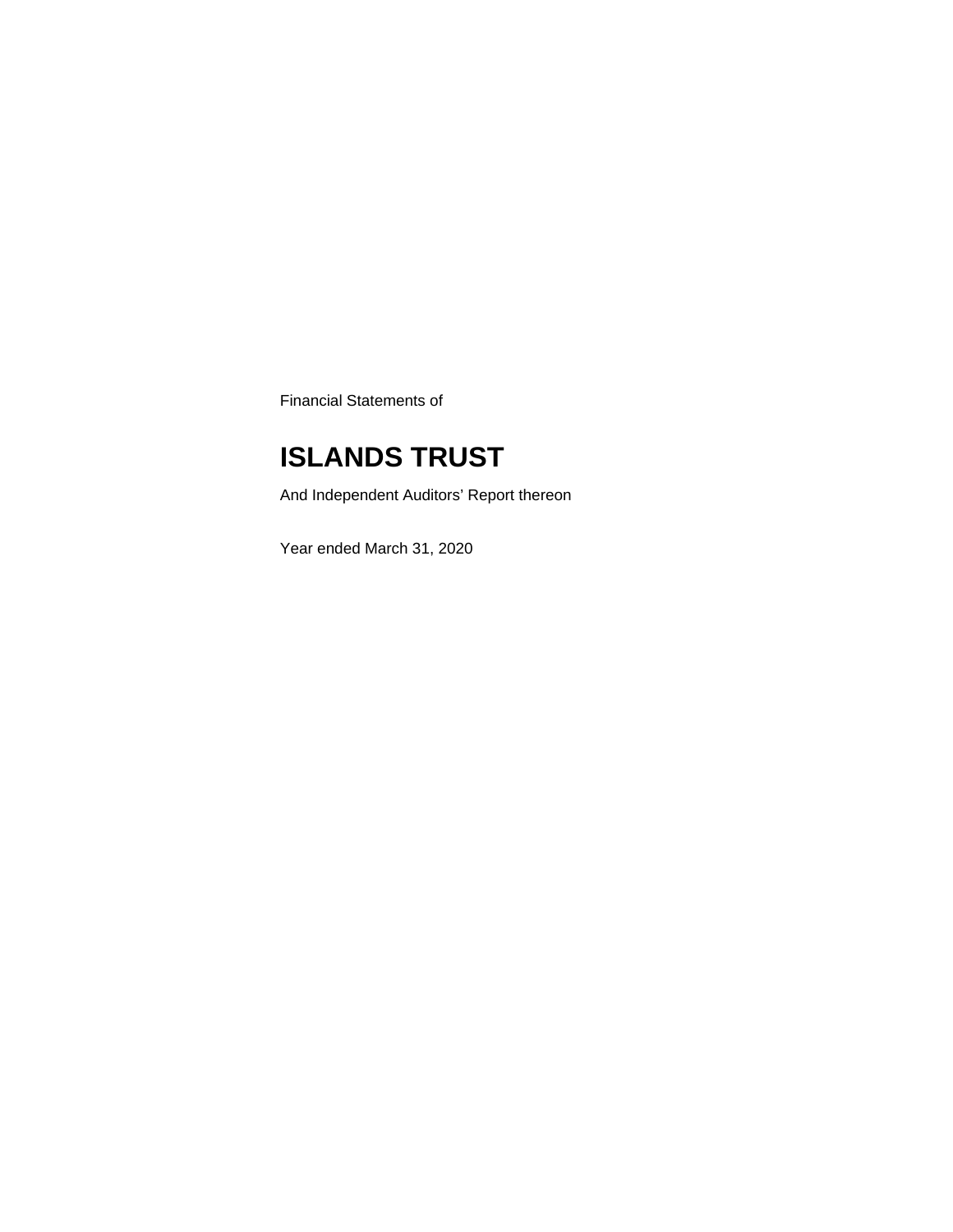Financial Statements of

# ISLANDS TRUST

And Independent Auditors' Report thereon

Year ended March 31, 2020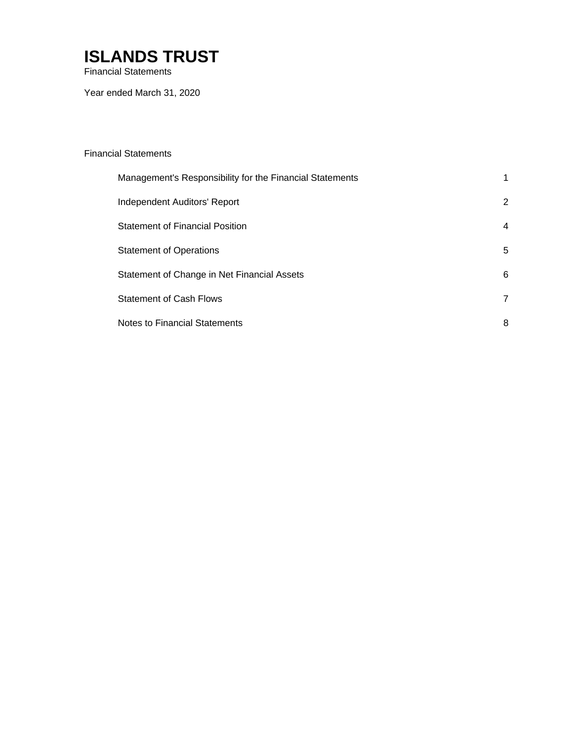# ISLANDS TRUST

Financial Statements

Year ended March 31, 2020

Financial Statements

| | |
|---|---|
| Management's Responsibility for the Financial Statements | 1 |
| Independent Auditors' Report | 2 |
| Statement of Financial Position | 4 |
| Statement of Operations | 5 |
| Statement of Change in Net Financial Assets | 6 |
| Statement of Cash Flows | 7 |
| Notes to Financial Statements | 8 |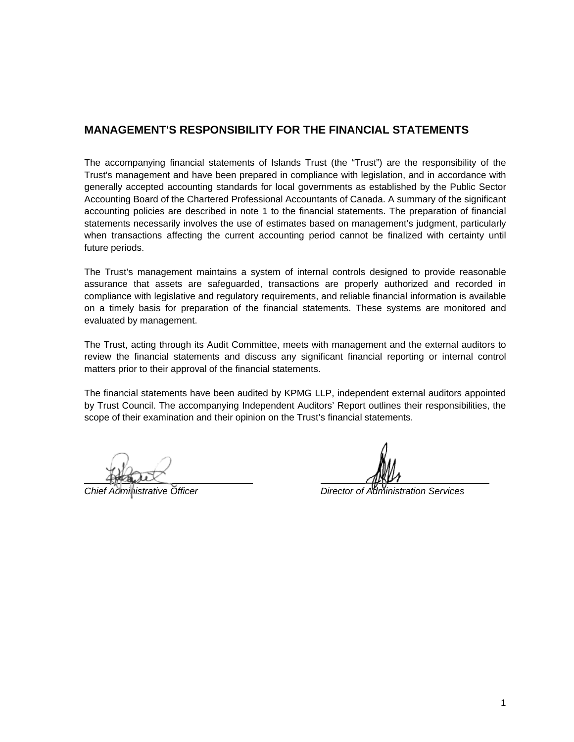## MANAGEMENT'S RESPONSIBILITY FOR THE FINANCIAL STATEMENTS

The accompanying financial statements of Islands Trust (the "Trust") are the responsibility of the Trust's management and have been prepared in compliance with legislation, and in accordance with generally accepted accounting standards for local governments as established by the Public Sector Accounting Board of the Chartered Professional Accountants of Canada. A summary of the significant accounting policies are described in note 1 to the financial statements. The preparation of financial statements necessarily involves the use of estimates based on management's judgment, particularly when transactions affecting the current accounting period cannot be finalized with certainty until future periods.

The Trust's management maintains a system of internal controls designed to provide reasonable assurance that assets are safeguarded, transactions are properly authorized and recorded in compliance with legislative and regulatory requirements, and reliable financial information is available on a timely basis for preparation of the financial statements. These systems are monitored and evaluated by management.

The Trust, acting through its Audit Committee, meets with management and the external auditors to review the financial statements and discuss any significant financial reporting or internal control matters prior to their approval of the financial statements.

The financial statements have been audited by KPMG LLP, independent external auditors appointed by Trust Council. The accompanying Independent Auditors' Report outlines their responsibilities, the scope of their examination and their opinion on the Trust's financial statements.

*Chief Administrative Officer*

*Director of Administration Services*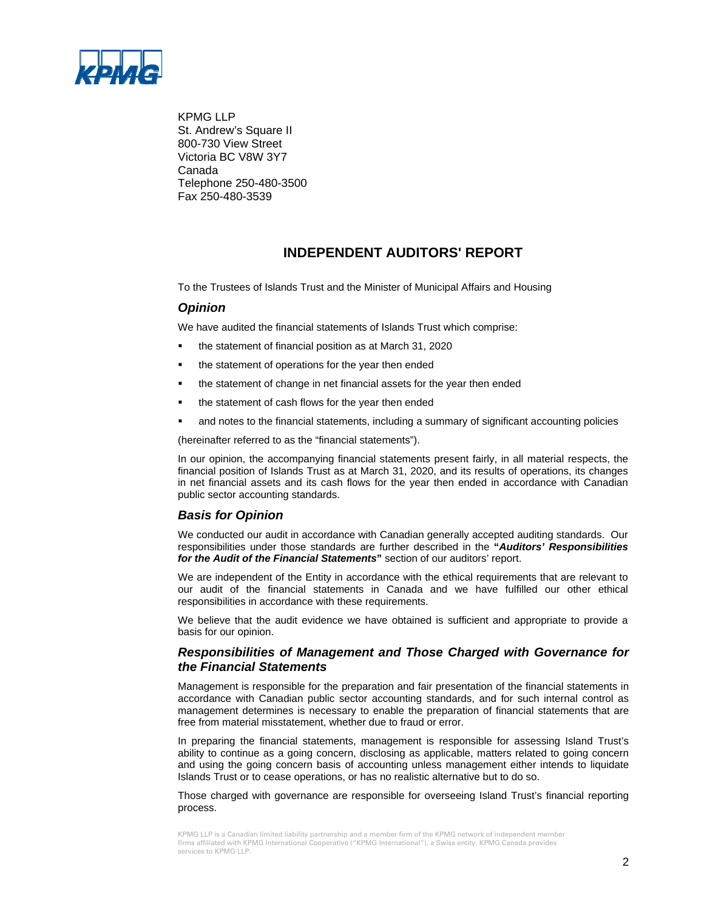KPMG LLP
St. Andrew's Square II
800-730 View Street
Victoria BC V8W 3Y7
Canada
Telephone 250-480-3500
Fax 250-480-3539

# INDEPENDENT AUDITORS' REPORT

To the Trustees of Islands Trust and the Minister of Municipal Affairs and Housing

## *Opinion*

We have audited the financial statements of Islands Trust which comprise:

- the statement of financial position as at March 31, 2020
- the statement of operations for the year then ended
- the statement of change in net financial assets for the year then ended
- the statement of cash flows for the year then ended
- and notes to the financial statements, including a summary of significant accounting policies

(hereinafter referred to as the "financial statements").

In our opinion, the accompanying financial statements present fairly, in all material respects, the financial position of Islands Trust as at March 31, 2020, and its results of operations, its changes in net financial assets and its cash flows for the year then ended in accordance with Canadian public sector accounting standards.

## *Basis for Opinion*

We conducted our audit in accordance with Canadian generally accepted auditing standards. Our responsibilities under those standards are further described in the **"*Auditors' Responsibilities for the Audit of the Financial Statements*"** section of our auditors' report.

We are independent of the Entity in accordance with the ethical requirements that are relevant to our audit of the financial statements in Canada and we have fulfilled our other ethical responsibilities in accordance with these requirements.

We believe that the audit evidence we have obtained is sufficient and appropriate to provide a basis for our opinion.

## *Responsibilities of Management and Those Charged with Governance for the Financial Statements*

Management is responsible for the preparation and fair presentation of the financial statements in accordance with Canadian public sector accounting standards, and for such internal control as management determines is necessary to enable the preparation of financial statements that are free from material misstatement, whether due to fraud or error.

In preparing the financial statements, management is responsible for assessing Island Trust's ability to continue as a going concern, disclosing as applicable, matters related to going concern and using the going concern basis of accounting unless management either intends to liquidate Islands Trust or to cease operations, or has no realistic alternative but to do so.

Those charged with governance are responsible for overseeing Island Trust's financial reporting process.

KPMG LLP is a Canadian limited liability partnership and a member firm of the KPMG network of independent member firms affiliated with KPMG International Cooperative ("KPMG International"), a Swiss entity. KPMG Canada provides services to KPMG LLP.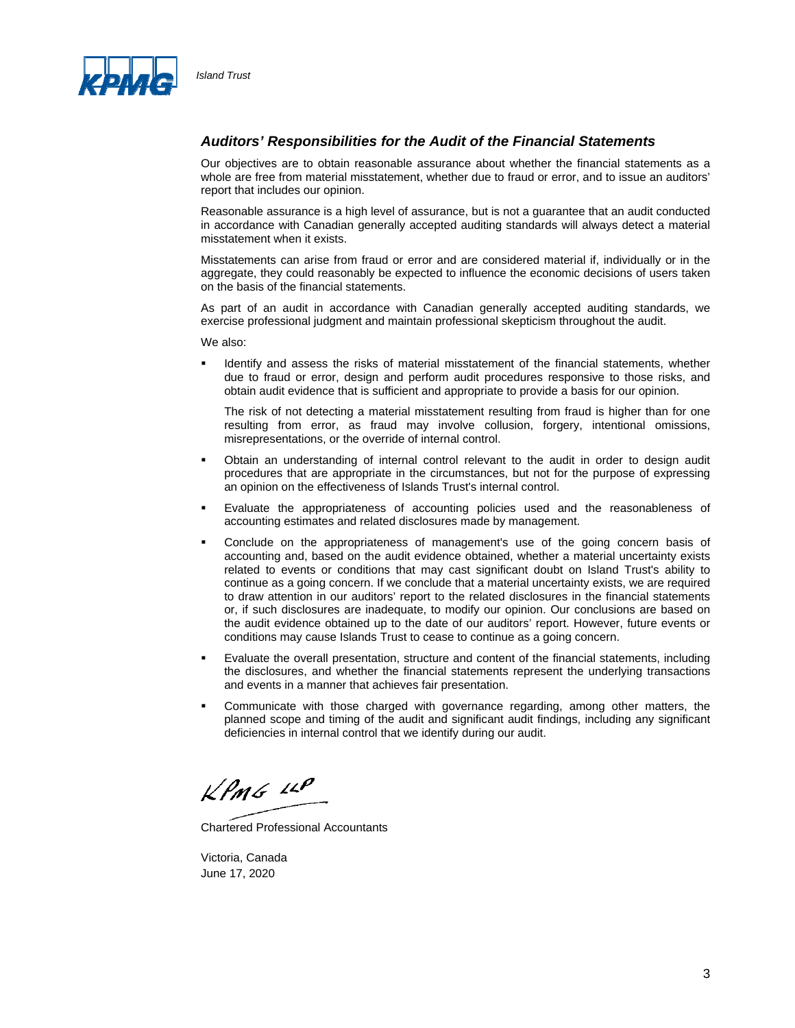### *Auditors' Responsibilities for the Audit of the Financial Statements*

Our objectives are to obtain reasonable assurance about whether the financial statements as a whole are free from material misstatement, whether due to fraud or error, and to issue an auditors' report that includes our opinion.

Reasonable assurance is a high level of assurance, but is not a guarantee that an audit conducted in accordance with Canadian generally accepted auditing standards will always detect a material misstatement when it exists.

Misstatements can arise from fraud or error and are considered material if, individually or in the aggregate, they could reasonably be expected to influence the economic decisions of users taken on the basis of the financial statements.

As part of an audit in accordance with Canadian generally accepted auditing standards, we exercise professional judgment and maintain professional skepticism throughout the audit.

We also:

- Identify and assess the risks of material misstatement of the financial statements, whether due to fraud or error, design and perform audit procedures responsive to those risks, and obtain audit evidence that is sufficient and appropriate to provide a basis for our opinion.

  The risk of not detecting a material misstatement resulting from fraud is higher than for one resulting from error, as fraud may involve collusion, forgery, intentional omissions, misrepresentations, or the override of internal control.

- Obtain an understanding of internal control relevant to the audit in order to design audit procedures that are appropriate in the circumstances, but not for the purpose of expressing an opinion on the effectiveness of Islands Trust's internal control.

- Evaluate the appropriateness of accounting policies used and the reasonableness of accounting estimates and related disclosures made by management.

- Conclude on the appropriateness of management's use of the going concern basis of accounting and, based on the audit evidence obtained, whether a material uncertainty exists related to events or conditions that may cast significant doubt on Island Trust's ability to continue as a going concern. If we conclude that a material uncertainty exists, we are required to draw attention in our auditors' report to the related disclosures in the financial statements or, if such disclosures are inadequate, to modify our opinion. Our conclusions are based on the audit evidence obtained up to the date of our auditors' report. However, future events or conditions may cause Islands Trust to cease to continue as a going concern.

- Evaluate the overall presentation, structure and content of the financial statements, including the disclosures, and whether the financial statements represent the underlying transactions and events in a manner that achieves fair presentation.

- Communicate with those charged with governance regarding, among other matters, the planned scope and timing of the audit and significant audit findings, including any significant deficiencies in internal control that we identify during our audit.

KPMG LLP

Chartered Professional Accountants

Victoria, Canada
June 17, 2020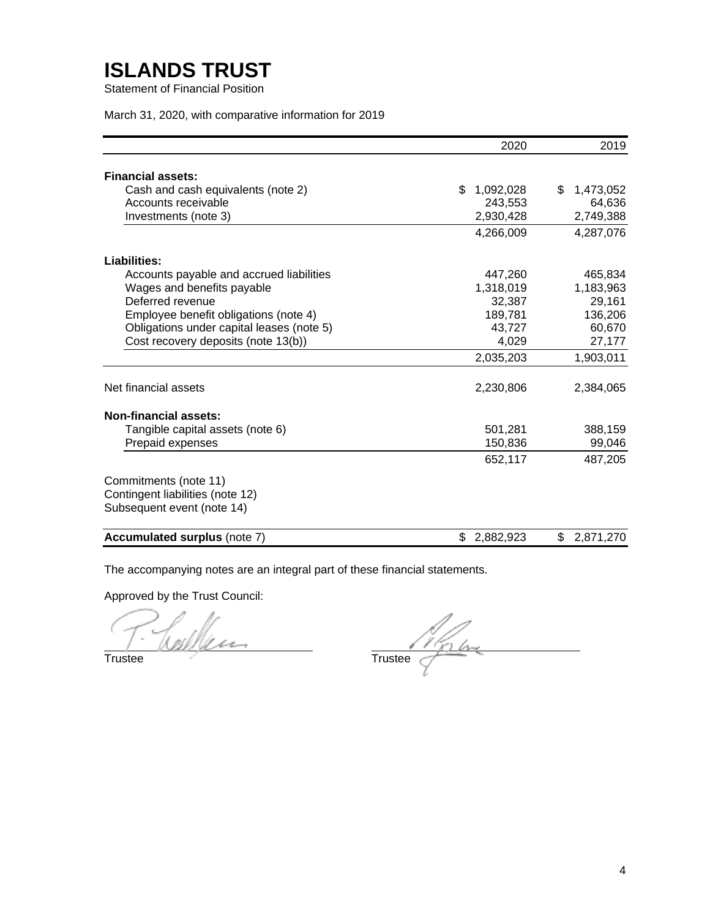# ISLANDS TRUST

Statement of Financial Position

March 31, 2020, with comparative information for 2019

| | 2020 | 2019 |
|---|---|---|
| **Financial assets:** | | |
| Cash and cash equivalents (note 2) | $ 1,092,028 | $ 1,473,052 |
| Accounts receivable | 243,553 | 64,636 |
| Investments (note 3) | 2,930,428 | 2,749,388 |
| | 4,266,009 | 4,287,076 |
| **Liabilities:** | | |
| Accounts payable and accrued liabilities | 447,260 | 465,834 |
| Wages and benefits payable | 1,318,019 | 1,183,963 |
| Deferred revenue | 32,387 | 29,161 |
| Employee benefit obligations (note 4) | 189,781 | 136,206 |
| Obligations under capital leases (note 5) | 43,727 | 60,670 |
| Cost recovery deposits (note 13(b)) | 4,029 | 27,177 |
| | 2,035,203 | 1,903,011 |
| Net financial assets | 2,230,806 | 2,384,065 |
| **Non-financial assets:** | | |
| Tangible capital assets (note 6) | 501,281 | 388,159 |
| Prepaid expenses | 150,836 | 99,046 |
| | 652,117 | 487,205 |
| Commitments (note 11) | | |
| Contingent liabilities (note 12) | | |
| Subsequent event (note 14) | | |
| **Accumulated surplus** (note 7) | $ 2,882,923 | $ 2,871,270 |

The accompanying notes are an integral part of these financial statements.

Approved by the Trust Council:

Trustee

Trustee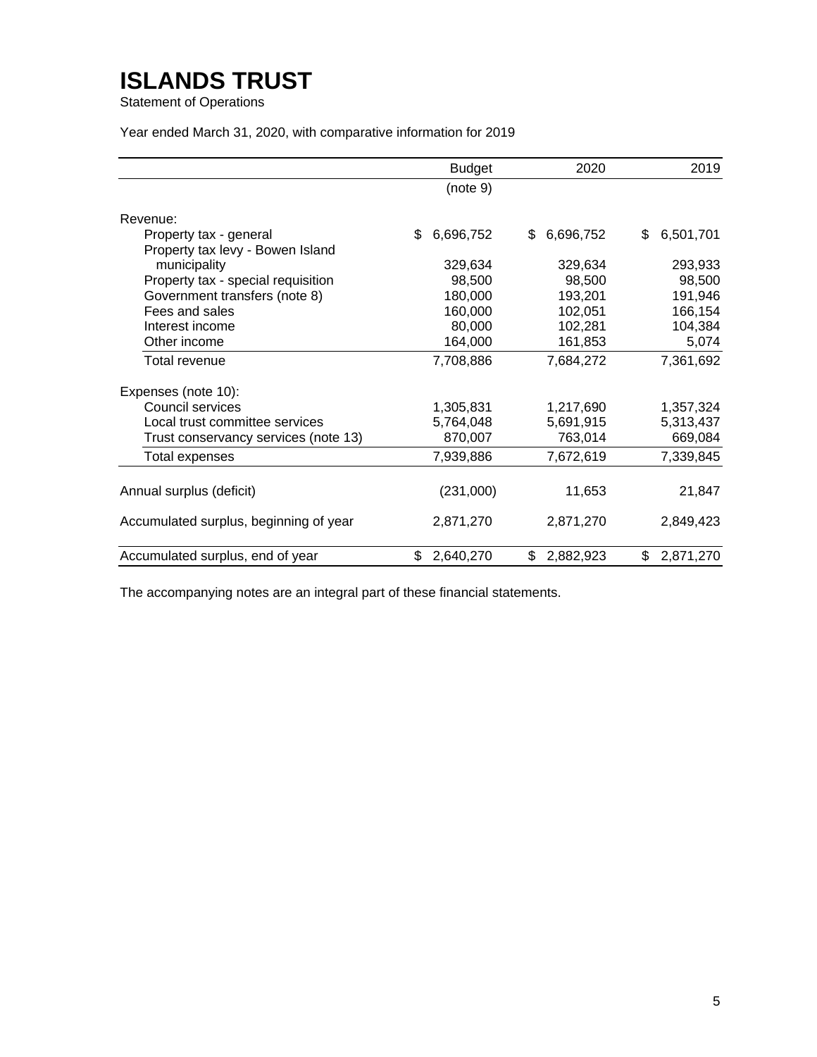# ISLANDS TRUST

Statement of Operations

Year ended March 31, 2020, with comparative information for 2019

| | Budget | 2020 | 2019 |
|---|---|---|---|
| | (note 9) | | |
| Revenue: | | | |
| Property tax - general | $ 6,696,752 | $ 6,696,752 | $ 6,501,701 |
| Property tax levy - Bowen Island municipality | 329,634 | 329,634 | 293,933 |
| Property tax - special requisition | 98,500 | 98,500 | 98,500 |
| Government transfers (note 8) | 180,000 | 193,201 | 191,946 |
| Fees and sales | 160,000 | 102,051 | 166,154 |
| Interest income | 80,000 | 102,281 | 104,384 |
| Other income | 164,000 | 161,853 | 5,074 |
| Total revenue | 7,708,886 | 7,684,272 | 7,361,692 |
| Expenses (note 10): | | | |
| Council services | 1,305,831 | 1,217,690 | 1,357,324 |
| Local trust committee services | 5,764,048 | 5,691,915 | 5,313,437 |
| Trust conservancy services (note 13) | 870,007 | 763,014 | 669,084 |
| Total expenses | 7,939,886 | 7,672,619 | 7,339,845 |
| Annual surplus (deficit) | (231,000) | 11,653 | 21,847 |
| Accumulated surplus, beginning of year | 2,871,270 | 2,871,270 | 2,849,423 |
| Accumulated surplus, end of year | $ 2,640,270 | $ 2,882,923 | $ 2,871,270 |

The accompanying notes are an integral part of these financial statements.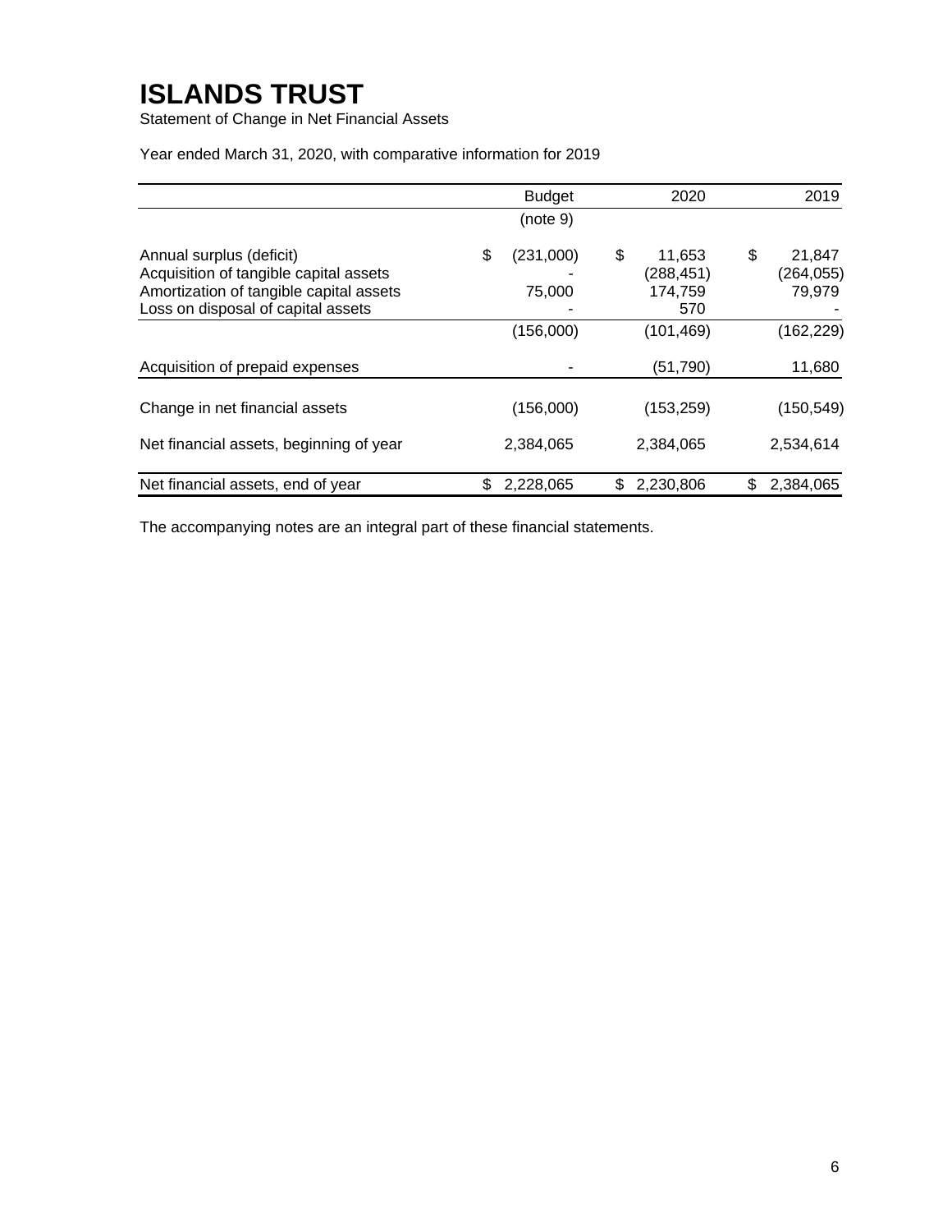# ISLANDS TRUST

Statement of Change in Net Financial Assets

Year ended March 31, 2020, with comparative information for 2019

| | Budget (note 9) | 2020 | 2019 |
|---|---|---|---|
| Annual surplus (deficit) | $ (231,000) | $ 11,653 | $ 21,847 |
| Acquisition of tangible capital assets | - | (288,451) | (264,055) |
| Amortization of tangible capital assets | 75,000 | 174,759 | 79,979 |
| Loss on disposal of capital assets | - | 570 | - |
| | (156,000) | (101,469) | (162,229) |
| Acquisition of prepaid expenses | - | (51,790) | 11,680 |
| Change in net financial assets | (156,000) | (153,259) | (150,549) |
| Net financial assets, beginning of year | 2,384,065 | 2,384,065 | 2,534,614 |
| Net financial assets, end of year | $ 2,228,065 | $ 2,230,806 | $ 2,384,065 |

The accompanying notes are an integral part of these financial statements.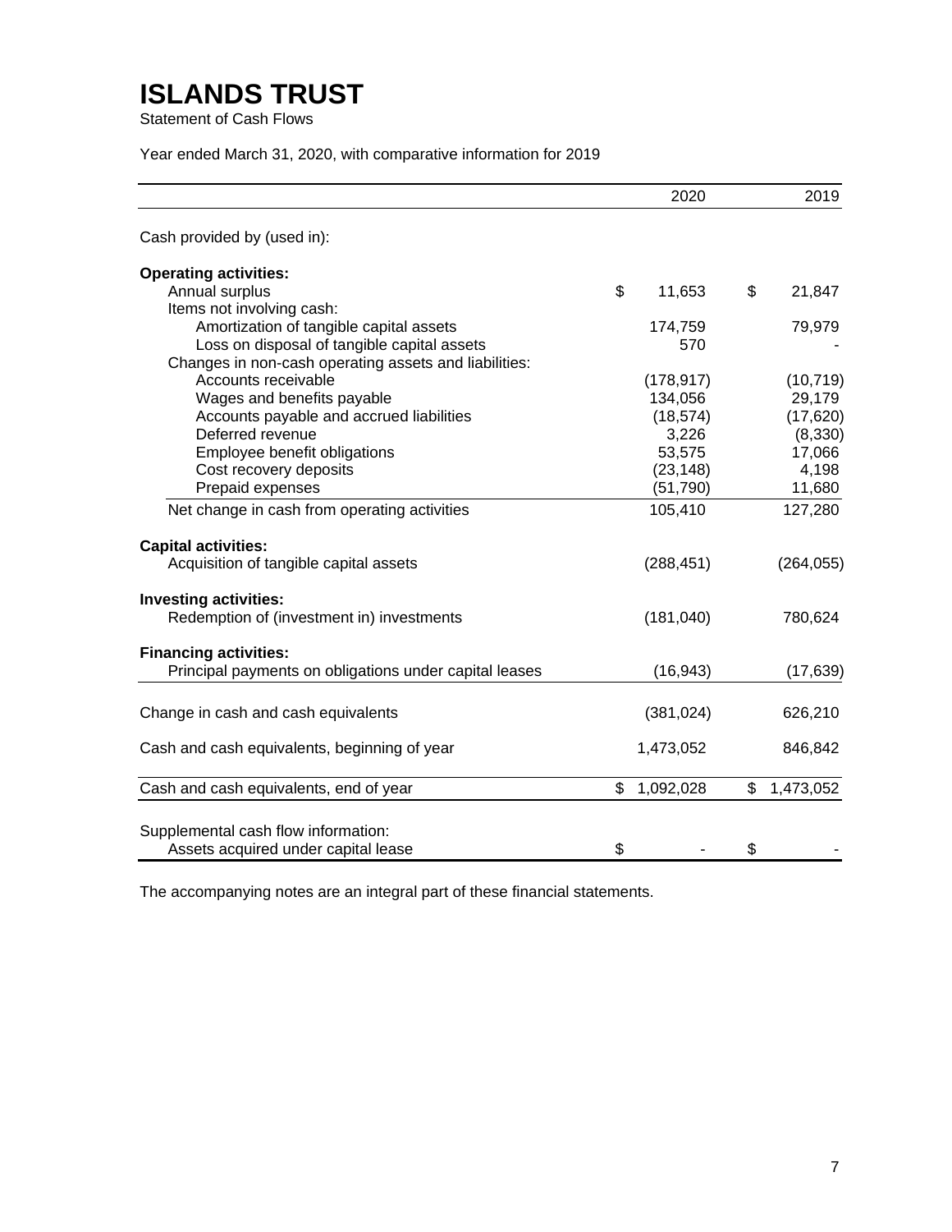# ISLANDS TRUST

Statement of Cash Flows

Year ended March 31, 2020, with comparative information for 2019

| | 2020 | 2019 |
|---|---|---|
| Cash provided by (used in): | | |
| **Operating activities:** | | |
| Annual surplus | $ 11,653 | $ 21,847 |
| Items not involving cash: | | |
| Amortization of tangible capital assets | 174,759 | 79,979 |
| Loss on disposal of tangible capital assets | 570 | - |
| Changes in non-cash operating assets and liabilities: | | |
| Accounts receivable | (178,917) | (10,719) |
| Wages and benefits payable | 134,056 | 29,179 |
| Accounts payable and accrued liabilities | (18,574) | (17,620) |
| Deferred revenue | 3,226 | (8,330) |
| Employee benefit obligations | 53,575 | 17,066 |
| Cost recovery deposits | (23,148) | 4,198 |
| Prepaid expenses | (51,790) | 11,680 |
| Net change in cash from operating activities | 105,410 | 127,280 |
| **Capital activities:** | | |
| Acquisition of tangible capital assets | (288,451) | (264,055) |
| **Investing activities:** | | |
| Redemption of (investment in) investments | (181,040) | 780,624 |
| **Financing activities:** | | |
| Principal payments on obligations under capital leases | (16,943) | (17,639) |
| Change in cash and cash equivalents | (381,024) | 626,210 |
| Cash and cash equivalents, beginning of year | 1,473,052 | 846,842 |
| Cash and cash equivalents, end of year | $ 1,092,028 | $ 1,473,052 |
| Supplemental cash flow information: | | |
| Assets acquired under capital lease | $ - | $ - |

The accompanying notes are an integral part of these financial statements.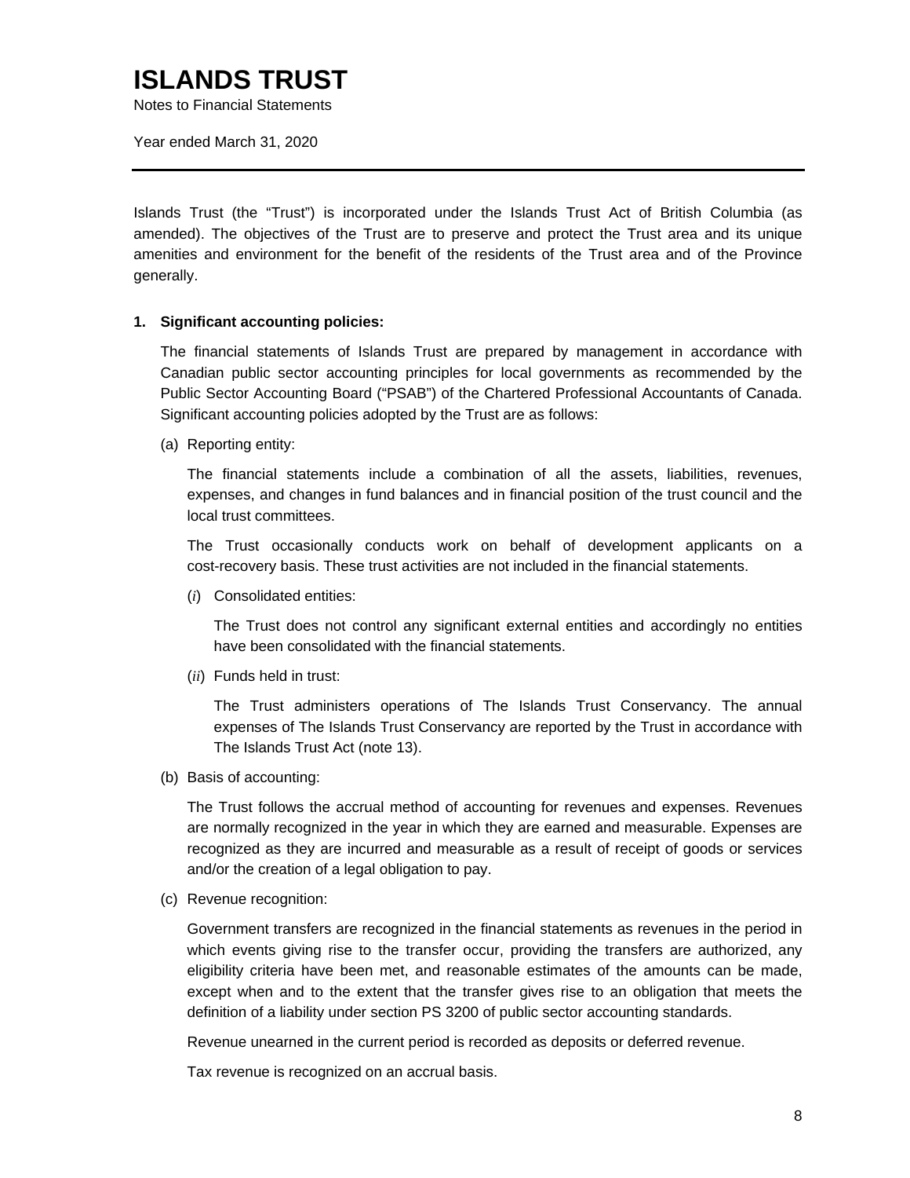# ISLANDS TRUST

Notes to Financial Statements

Year ended March 31, 2020

---

Islands Trust (the "Trust") is incorporated under the Islands Trust Act of British Columbia (as amended). The objectives of the Trust are to preserve and protect the Trust area and its unique amenities and environment for the benefit of the residents of the Trust area and of the Province generally.

**1. Significant accounting policies:**

The financial statements of Islands Trust are prepared by management in accordance with Canadian public sector accounting principles for local governments as recommended by the Public Sector Accounting Board ("PSAB") of the Chartered Professional Accountants of Canada. Significant accounting policies adopted by the Trust are as follows:

(a) Reporting entity:

The financial statements include a combination of all the assets, liabilities, revenues, expenses, and changes in fund balances and in financial position of the trust council and the local trust committees.

The Trust occasionally conducts work on behalf of development applicants on a cost-recovery basis. These trust activities are not included in the financial statements.

(*i*) Consolidated entities:

The Trust does not control any significant external entities and accordingly no entities have been consolidated with the financial statements.

(*ii*) Funds held in trust:

The Trust administers operations of The Islands Trust Conservancy. The annual expenses of The Islands Trust Conservancy are reported by the Trust in accordance with The Islands Trust Act (note 13).

(b) Basis of accounting:

The Trust follows the accrual method of accounting for revenues and expenses. Revenues are normally recognized in the year in which they are earned and measurable. Expenses are recognized as they are incurred and measurable as a result of receipt of goods or services and/or the creation of a legal obligation to pay.

(c) Revenue recognition:

Government transfers are recognized in the financial statements as revenues in the period in which events giving rise to the transfer occur, providing the transfers are authorized, any eligibility criteria have been met, and reasonable estimates of the amounts can be made, except when and to the extent that the transfer gives rise to an obligation that meets the definition of a liability under section PS 3200 of public sector accounting standards.

Revenue unearned in the current period is recorded as deposits or deferred revenue.

Tax revenue is recognized on an accrual basis.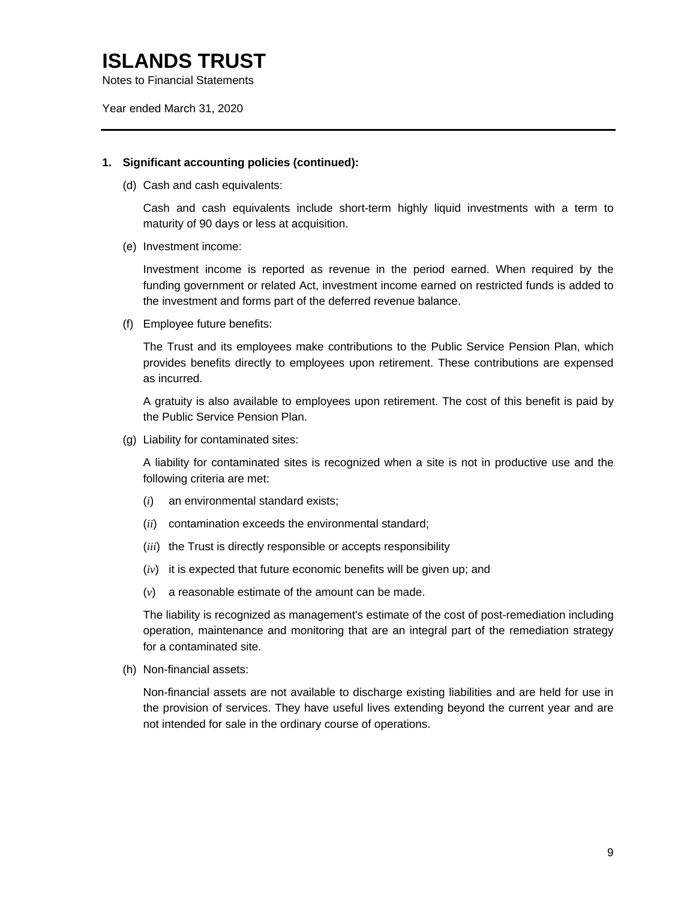# ISLANDS TRUST

Notes to Financial Statements

Year ended March 31, 2020

---

**1. Significant accounting policies (continued):**

(d) Cash and cash equivalents:

Cash and cash equivalents include short-term highly liquid investments with a term to maturity of 90 days or less at acquisition.

(e) Investment income:

Investment income is reported as revenue in the period earned. When required by the funding government or related Act, investment income earned on restricted funds is added to the investment and forms part of the deferred revenue balance.

(f) Employee future benefits:

The Trust and its employees make contributions to the Public Service Pension Plan, which provides benefits directly to employees upon retirement. These contributions are expensed as incurred.

A gratuity is also available to employees upon retirement. The cost of this benefit is paid by the Public Service Pension Plan.

(g) Liability for contaminated sites:

A liability for contaminated sites is recognized when a site is not in productive use and the following criteria are met:

(*i*) an environmental standard exists;

(*ii*) contamination exceeds the environmental standard;

(*iii*) the Trust is directly responsible or accepts responsibility

(*iv*) it is expected that future economic benefits will be given up; and

(*v*) a reasonable estimate of the amount can be made.

The liability is recognized as management's estimate of the cost of post-remediation including operation, maintenance and monitoring that are an integral part of the remediation strategy for a contaminated site.

(h) Non-financial assets:

Non-financial assets are not available to discharge existing liabilities and are held for use in the provision of services. They have useful lives extending beyond the current year and are not intended for sale in the ordinary course of operations.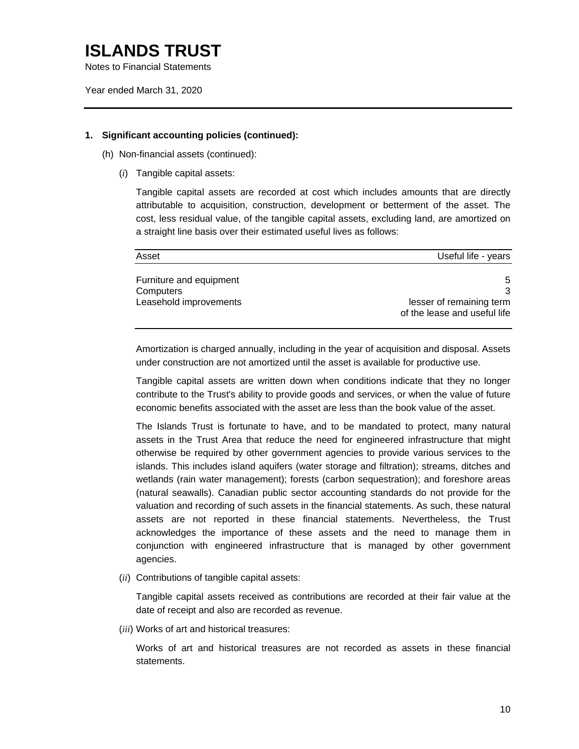# ISLANDS TRUST

Notes to Financial Statements

Year ended March 31, 2020

**1. Significant accounting policies (continued):**

(h) Non-financial assets (continued):

(*i*) Tangible capital assets:

Tangible capital assets are recorded at cost which includes amounts that are directly attributable to acquisition, construction, development or betterment of the asset. The cost, less residual value, of the tangible capital assets, excluding land, are amortized on a straight line basis over their estimated useful lives as follows:

| Asset | Useful life - years |
|---|---|
| Furniture and equipment | 5 |
| Computers | 3 |
| Leasehold improvements | lesser of remaining term of the lease and useful life |

Amortization is charged annually, including in the year of acquisition and disposal. Assets under construction are not amortized until the asset is available for productive use.

Tangible capital assets are written down when conditions indicate that they no longer contribute to the Trust's ability to provide goods and services, or when the value of future economic benefits associated with the asset are less than the book value of the asset.

The Islands Trust is fortunate to have, and to be mandated to protect, many natural assets in the Trust Area that reduce the need for engineered infrastructure that might otherwise be required by other government agencies to provide various services to the islands. This includes island aquifers (water storage and filtration); streams, ditches and wetlands (rain water management); forests (carbon sequestration); and foreshore areas (natural seawalls). Canadian public sector accounting standards do not provide for the valuation and recording of such assets in the financial statements. As such, these natural assets are not reported in these financial statements. Nevertheless, the Trust acknowledges the importance of these assets and the need to manage them in conjunction with engineered infrastructure that is managed by other government agencies.

(*ii*) Contributions of tangible capital assets:

Tangible capital assets received as contributions are recorded at their fair value at the date of receipt and also are recorded as revenue.

(*iii*) Works of art and historical treasures:

Works of art and historical treasures are not recorded as assets in these financial statements.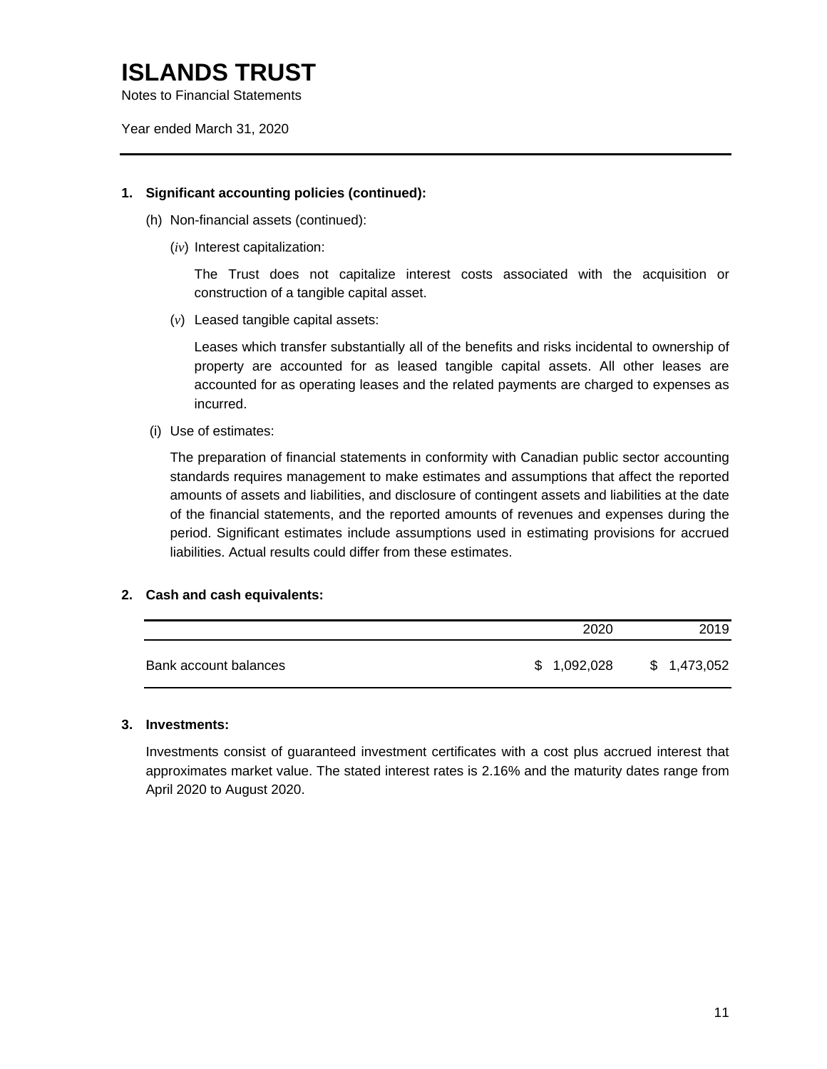# ISLANDS TRUST

Notes to Financial Statements

Year ended March 31, 2020

---

**1. Significant accounting policies (continued):**

(h) Non-financial assets (continued):

(*iv*) Interest capitalization:

The Trust does not capitalize interest costs associated with the acquisition or construction of a tangible capital asset.

(*v*) Leased tangible capital assets:

Leases which transfer substantially all of the benefits and risks incidental to ownership of property are accounted for as leased tangible capital assets. All other leases are accounted for as operating leases and the related payments are charged to expenses as incurred.

(i) Use of estimates:

The preparation of financial statements in conformity with Canadian public sector accounting standards requires management to make estimates and assumptions that affect the reported amounts of assets and liabilities, and disclosure of contingent assets and liabilities at the date of the financial statements, and the reported amounts of revenues and expenses during the period. Significant estimates include assumptions used in estimating provisions for accrued liabilities. Actual results could differ from these estimates.

**2. Cash and cash equivalents:**

| | 2020 | 2019 |
|---|---|---|
| Bank account balances | $ 1,092,028 | $ 1,473,052 |

**3. Investments:**

Investments consist of guaranteed investment certificates with a cost plus accrued interest that approximates market value. The stated interest rates is 2.16% and the maturity dates range from April 2020 to August 2020.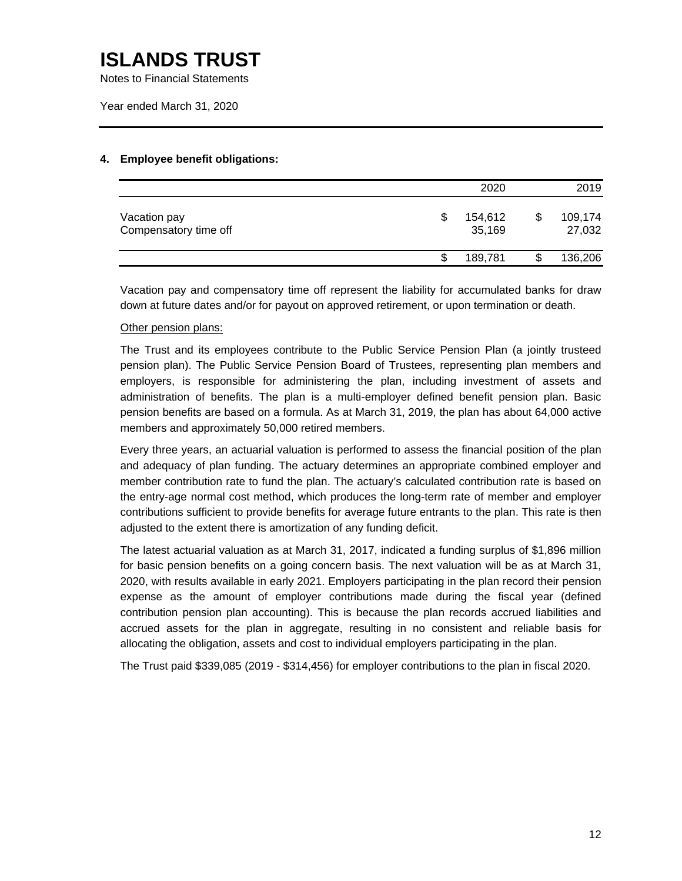# ISLANDS TRUST

Notes to Financial Statements

Year ended March 31, 2020

## 4. Employee benefit obligations:

| | 2020 | 2019 |
|---|---|---|
| Vacation pay | $ 154,612 | $ 109,174 |
| Compensatory time off | 35,169 | 27,032 |
| | $ 189,781 | $ 136,206 |

Vacation pay and compensatory time off represent the liability for accumulated banks for draw down at future dates and/or for payout on approved retirement, or upon termination or death.

Other pension plans:

The Trust and its employees contribute to the Public Service Pension Plan (a jointly trusteed pension plan). The Public Service Pension Board of Trustees, representing plan members and employers, is responsible for administering the plan, including investment of assets and administration of benefits. The plan is a multi-employer defined benefit pension plan. Basic pension benefits are based on a formula. As at March 31, 2019, the plan has about 64,000 active members and approximately 50,000 retired members.

Every three years, an actuarial valuation is performed to assess the financial position of the plan and adequacy of plan funding. The actuary determines an appropriate combined employer and member contribution rate to fund the plan. The actuary's calculated contribution rate is based on the entry-age normal cost method, which produces the long-term rate of member and employer contributions sufficient to provide benefits for average future entrants to the plan. This rate is then adjusted to the extent there is amortization of any funding deficit.

The latest actuarial valuation as at March 31, 2017, indicated a funding surplus of $1,896 million for basic pension benefits on a going concern basis. The next valuation will be as at March 31, 2020, with results available in early 2021. Employers participating in the plan record their pension expense as the amount of employer contributions made during the fiscal year (defined contribution pension plan accounting). This is because the plan records accrued liabilities and accrued assets for the plan in aggregate, resulting in no consistent and reliable basis for allocating the obligation, assets and cost to individual employers participating in the plan.

The Trust paid $339,085 (2019 - $314,456) for employer contributions to the plan in fiscal 2020.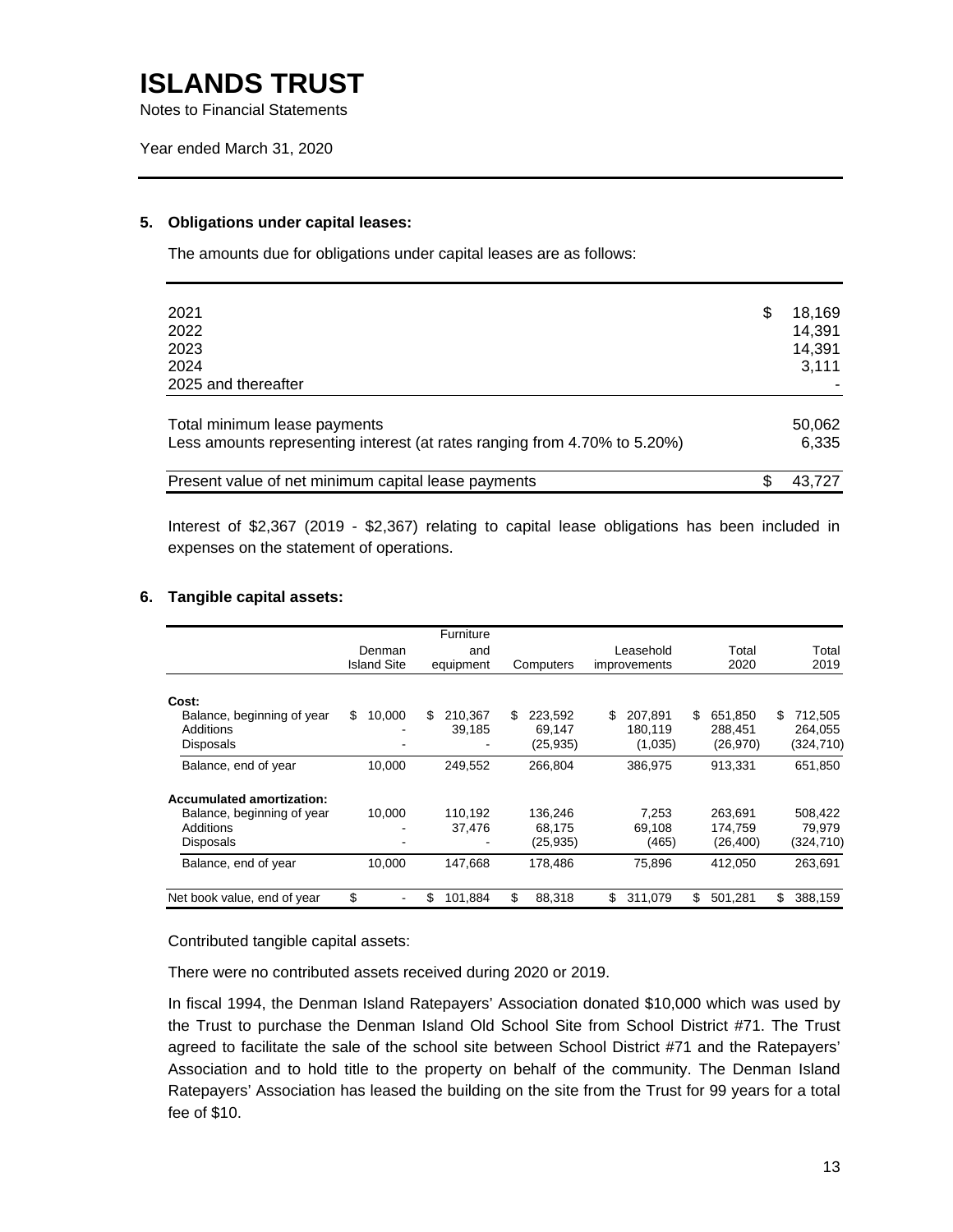# ISLANDS TRUST

Notes to Financial Statements

Year ended March 31, 2020

### 5. Obligations under capital leases:

The amounts due for obligations under capital leases are as follows:

| | |
|---|---|
| 2021 | $ 18,169 |
| 2022 | 14,391 |
| 2023 | 14,391 |
| 2024 | 3,111 |
| 2025 and thereafter | - |
| Total minimum lease payments | 50,062 |
| Less amounts representing interest (at rates ranging from 4.70% to 5.20%) | 6,335 |
| Present value of net minimum capital lease payments | $ 43,727 |

Interest of $2,367 (2019 - $2,367) relating to capital lease obligations has been included in expenses on the statement of operations.

### 6. Tangible capital assets:

| | Denman Island Site | Furniture and equipment | Computers | Leasehold improvements | Total 2020 | Total 2019 |
|---|---|---|---|---|---|---|
| **Cost:** | | | | | | |
| Balance, beginning of year | $ 10,000 | $ 210,367 | $ 223,592 | $ 207,891 | $ 651,850 | $ 712,505 |
| Additions | - | 39,185 | 69,147 | 180,119 | 288,451 | 264,055 |
| Disposals | - | - | (25,935) | (1,035) | (26,970) | (324,710) |
| Balance, end of year | 10,000 | 249,552 | 266,804 | 386,975 | 913,331 | 651,850 |
| **Accumulated amortization:** | | | | | | |
| Balance, beginning of year | 10,000 | 110,192 | 136,246 | 7,253 | 263,691 | 508,422 |
| Additions | - | 37,476 | 68,175 | 69,108 | 174,759 | 79,979 |
| Disposals | - | - | (25,935) | (465) | (26,400) | (324,710) |
| Balance, end of year | 10,000 | 147,668 | 178,486 | 75,896 | 412,050 | 263,691 |
| Net book value, end of year | $ - | $ 101,884 | $ 88,318 | $ 311,079 | $ 501,281 | $ 388,159 |

Contributed tangible capital assets:

There were no contributed assets received during 2020 or 2019.

In fiscal 1994, the Denman Island Ratepayers' Association donated $10,000 which was used by the Trust to purchase the Denman Island Old School Site from School District #71. The Trust agreed to facilitate the sale of the school site between School District #71 and the Ratepayers' Association and to hold title to the property on behalf of the community. The Denman Island Ratepayers' Association has leased the building on the site from the Trust for 99 years for a total fee of $10.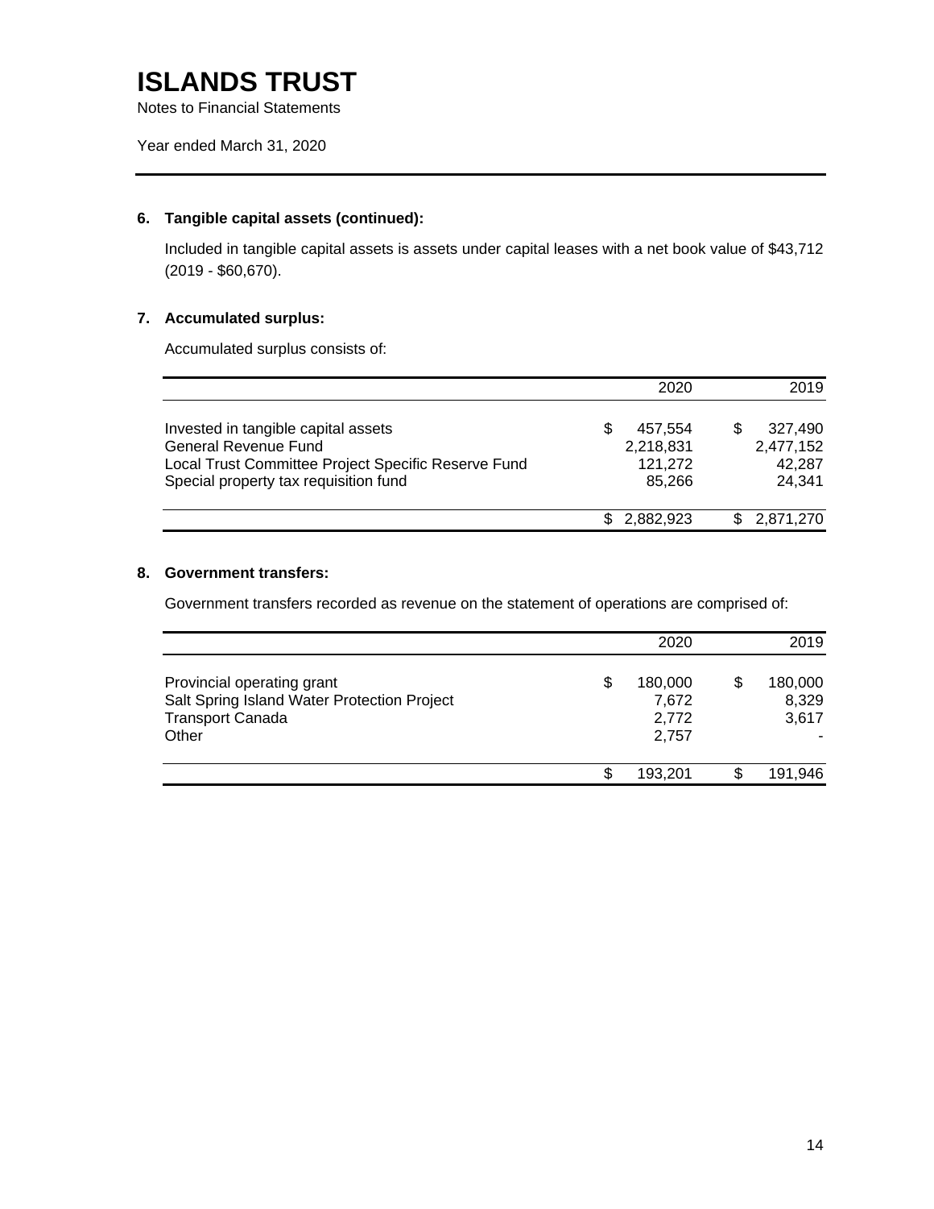# ISLANDS TRUST

Notes to Financial Statements

Year ended March 31, 2020

### 6. Tangible capital assets (continued):

Included in tangible capital assets is assets under capital leases with a net book value of $43,712 (2019 - $60,670).

### 7. Accumulated surplus:

Accumulated surplus consists of:

| | 2020 | 2019 |
|---|---|---|
| Invested in tangible capital assets | $ 457,554 | $ 327,490 |
| General Revenue Fund | 2,218,831 | 2,477,152 |
| Local Trust Committee Project Specific Reserve Fund | 121,272 | 42,287 |
| Special property tax requisition fund | 85,266 | 24,341 |
| | $ 2,882,923 | $ 2,871,270 |

### 8. Government transfers:

Government transfers recorded as revenue on the statement of operations are comprised of:

| | 2020 | 2019 |
|---|---|---|
| Provincial operating grant | $ 180,000 | $ 180,000 |
| Salt Spring Island Water Protection Project | 7,672 | 8,329 |
| Transport Canada | 2,772 | 3,617 |
| Other | 2,757 | - |
| | $ 193,201 | $ 191,946 |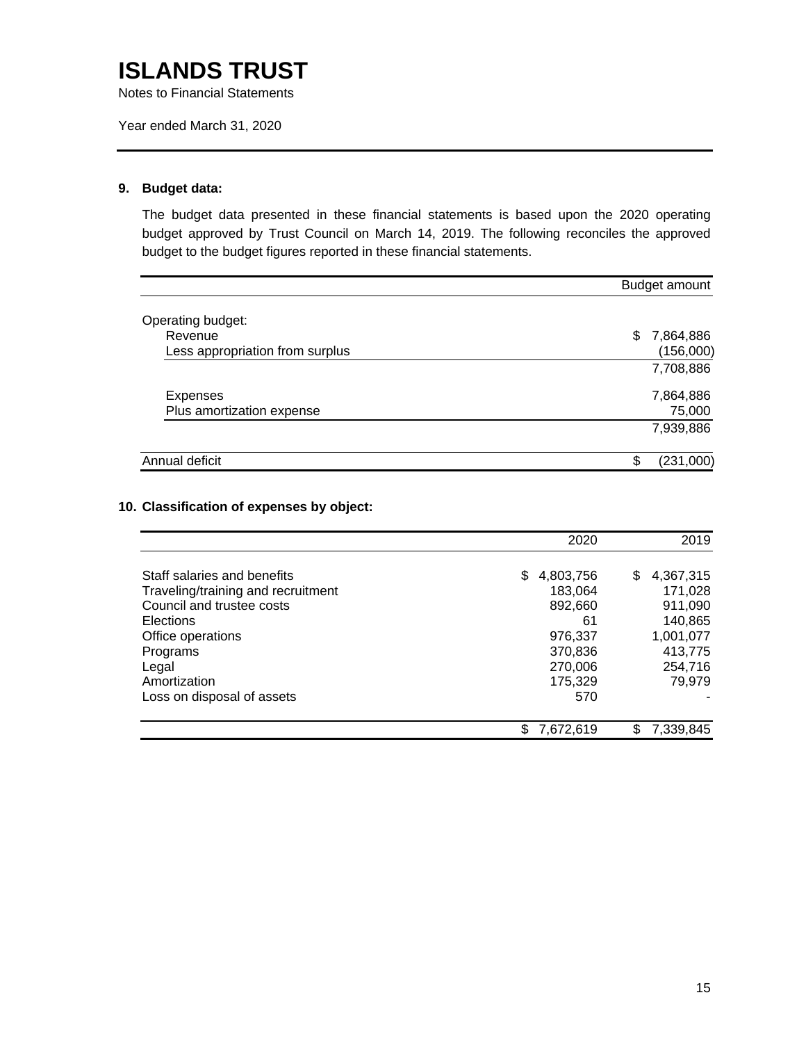# ISLANDS TRUST

Notes to Financial Statements

Year ended March 31, 2020

---

## 9. Budget data:

The budget data presented in these financial statements is based upon the 2020 operating budget approved by Trust Council on March 14, 2019. The following reconciles the approved budget to the budget figures reported in these financial statements.

| | Budget amount |
|---|---|
| Operating budget: | |
| Revenue | $ 7,864,886 |
| Less appropriation from surplus | (156,000) |
| | 7,708,886 |
| Expenses | 7,864,886 |
| Plus amortization expense | 75,000 |
| | 7,939,886 |
| Annual deficit | $ (231,000) |

## 10. Classification of expenses by object:

| | 2020 | 2019 |
|---|---|---|
| Staff salaries and benefits | $ 4,803,756 | $ 4,367,315 |
| Traveling/training and recruitment | 183,064 | 171,028 |
| Council and trustee costs | 892,660 | 911,090 |
| Elections | 61 | 140,865 |
| Office operations | 976,337 | 1,001,077 |
| Programs | 370,836 | 413,775 |
| Legal | 270,006 | 254,716 |
| Amortization | 175,329 | 79,979 |
| Loss on disposal of assets | 570 | - |
| | $ 7,672,619 | $ 7,339,845 |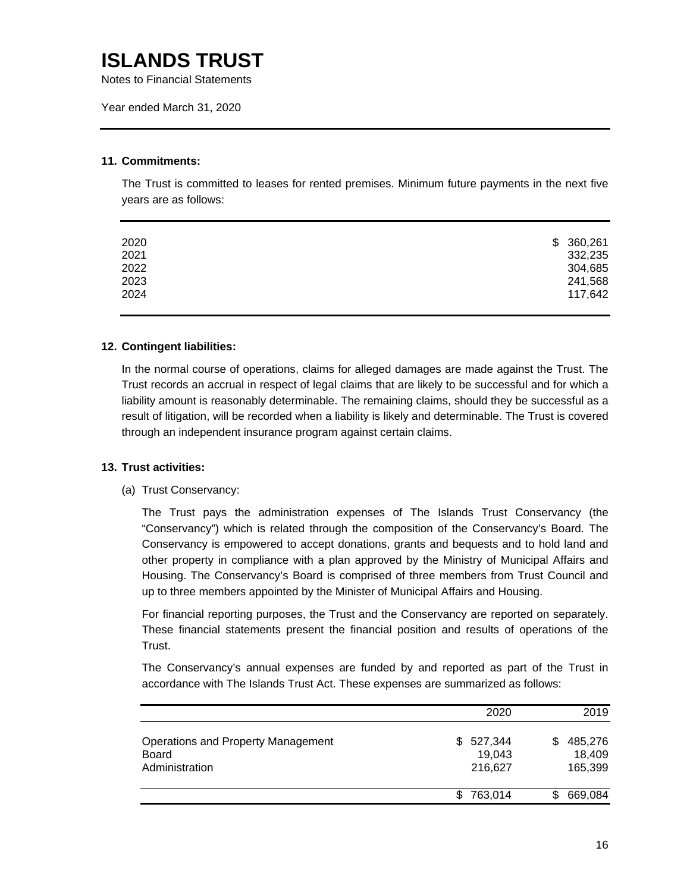# ISLANDS TRUST

Notes to Financial Statements

Year ended March 31, 2020

### 11. Commitments:

The Trust is committed to leases for rented premises. Minimum future payments in the next five years are as follows:

| | |
|---|---:|
| 2020 | $ 360,261 |
| 2021 | 332,235 |
| 2022 | 304,685 |
| 2023 | 241,568 |
| 2024 | 117,642 |

### 12. Contingent liabilities:

In the normal course of operations, claims for alleged damages are made against the Trust. The Trust records an accrual in respect of legal claims that are likely to be successful and for which a liability amount is reasonably determinable. The remaining claims, should they be successful as a result of litigation, will be recorded when a liability is likely and determinable. The Trust is covered through an independent insurance program against certain claims.

### 13. Trust activities:

(a) Trust Conservancy:

The Trust pays the administration expenses of The Islands Trust Conservancy (the "Conservancy") which is related through the composition of the Conservancy's Board. The Conservancy is empowered to accept donations, grants and bequests and to hold land and other property in compliance with a plan approved by the Ministry of Municipal Affairs and Housing. The Conservancy's Board is comprised of three members from Trust Council and up to three members appointed by the Minister of Municipal Affairs and Housing.

For financial reporting purposes, the Trust and the Conservancy are reported on separately. These financial statements present the financial position and results of operations of the Trust.

The Conservancy's annual expenses are funded by and reported as part of the Trust in accordance with The Islands Trust Act. These expenses are summarized as follows:

| | 2020 | 2019 |
|---|---:|---:|
| Operations and Property Management | $ 527,344 | $ 485,276 |
| Board | 19,043 | 18,409 |
| Administration | 216,627 | 165,399 |
| | $ 763,014 | $ 669,084 |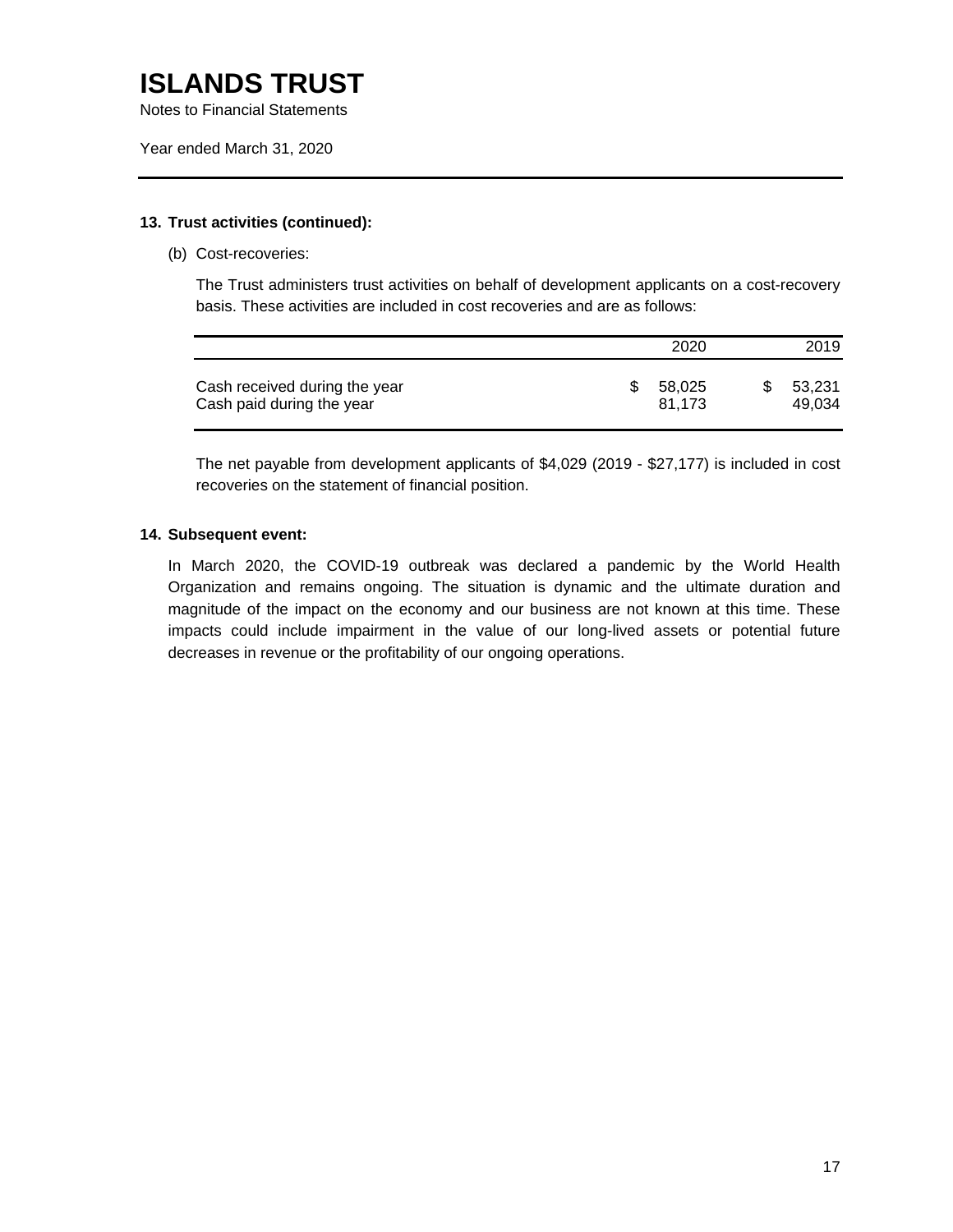# ISLANDS TRUST

Notes to Financial Statements

Year ended March 31, 2020

**13. Trust activities (continued):**

(b) Cost-recoveries:

The Trust administers trust activities on behalf of development applicants on a cost-recovery basis. These activities are included in cost recoveries and are as follows:

| | 2020 | 2019 |
|---|---|---|
| Cash received during the year | $ 58,025 | $ 53,231 |
| Cash paid during the year | 81,173 | 49,034 |

The net payable from development applicants of $4,029 (2019 - $27,177) is included in cost recoveries on the statement of financial position.

**14. Subsequent event:**

In March 2020, the COVID-19 outbreak was declared a pandemic by the World Health Organization and remains ongoing. The situation is dynamic and the ultimate duration and magnitude of the impact on the economy and our business are not known at this time. These impacts could include impairment in the value of our long-lived assets or potential future decreases in revenue or the profitability of our ongoing operations.